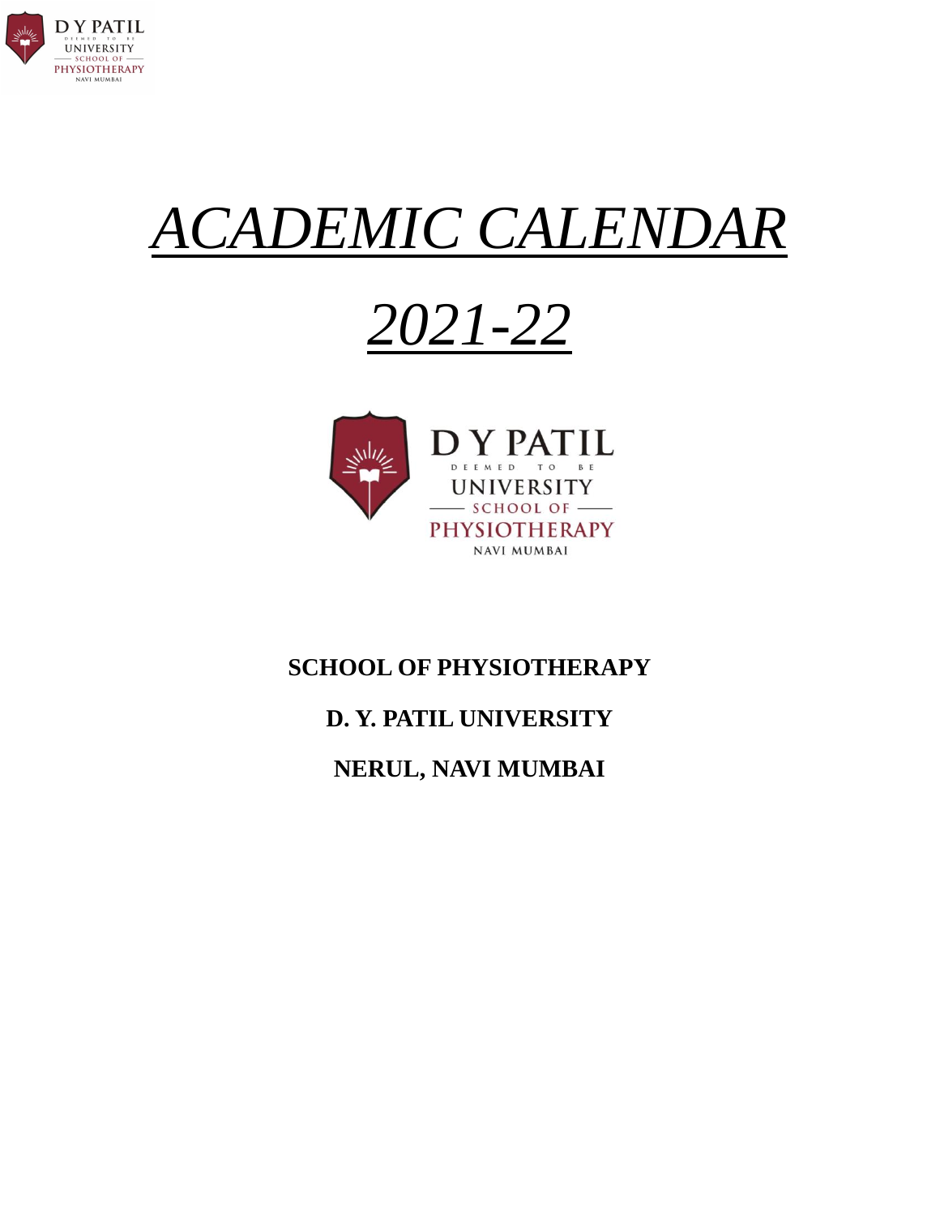# *ACADEMIC CALENDAR*

# *2021-22*

**SCHOOL OF PHYSIOTHERAPY**

**D. Y. PATIL UNIVERSITY**

**NERUL, NAVI MUMBAI**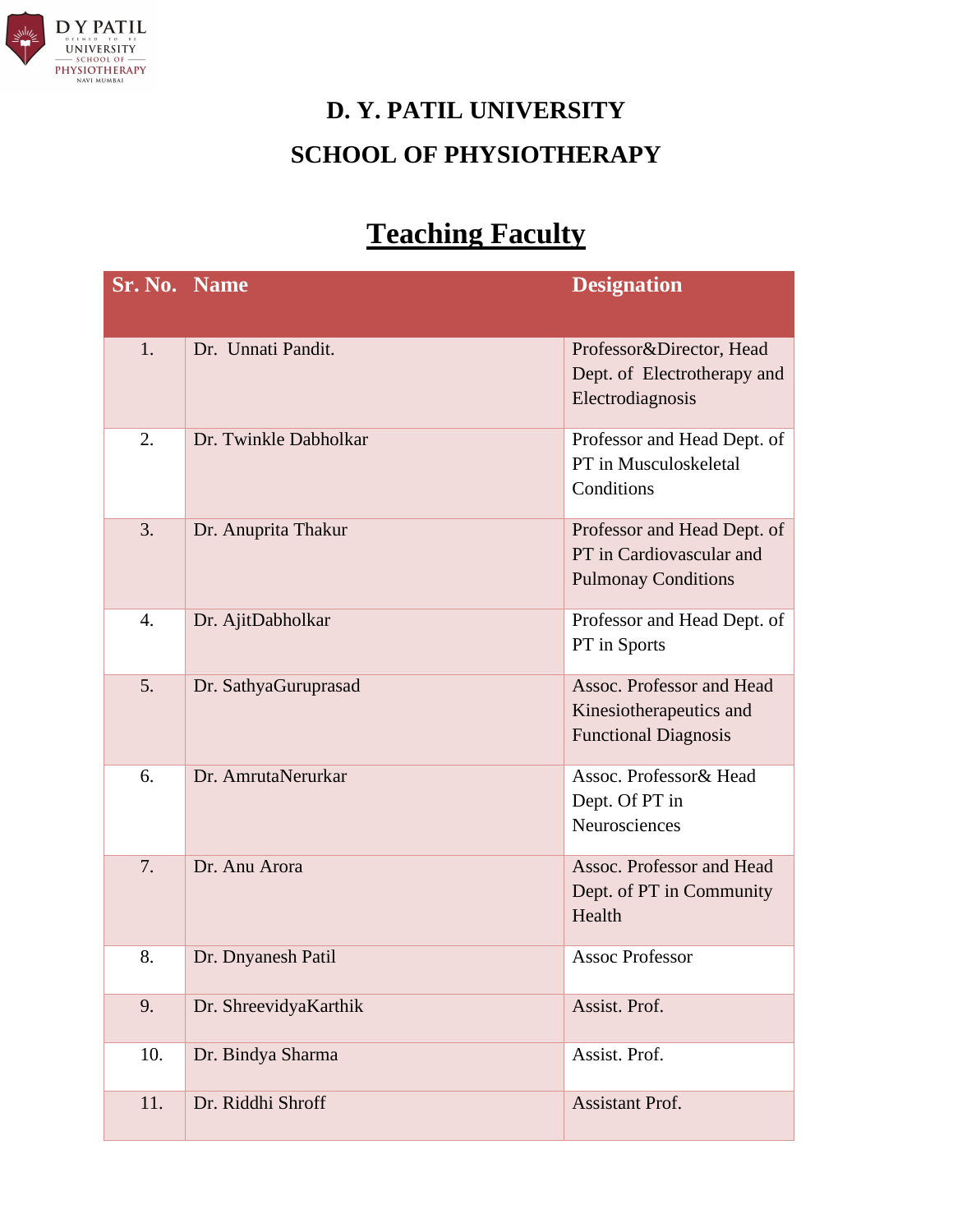# D. Y. PATIL UNIVERSITY

# SCHOOL OF PHYSIOTHERAPY

## Teaching Faculty

| Sr. No. | Name | Designation |
|---|---|---|
| 1. | Dr. Unnati Pandit. | Professor&Director, Head Dept. of Electrotherapy and Electrodiagnosis |
| 2. | Dr. Twinkle Dabholkar | Professor and Head Dept. of PT in Musculoskeletal Conditions |
| 3. | Dr. Anuprita Thakur | Professor and Head Dept. of PT in Cardiovascular and Pulmonay Conditions |
| 4. | Dr. AjitDabholkar | Professor and Head Dept. of PT in Sports |
| 5. | Dr. SathyaGuruprasad | Assoc. Professor and Head Kinesiotherapeutics and Functional Diagnosis |
| 6. | Dr. AmrutaNerurkar | Assoc. Professor& Head Dept. Of PT in Neurosciences |
| 7. | Dr. Anu Arora | Assoc. Professor and Head Dept. of PT in Community Health |
| 8. | Dr. Dnyanesh Patil | Assoc Professor |
| 9. | Dr. ShreevidyaKarthik | Assist. Prof. |
| 10. | Dr. Bindya Sharma | Assist. Prof. |
| 11. | Dr. Riddhi Shroff | Assistant Prof. |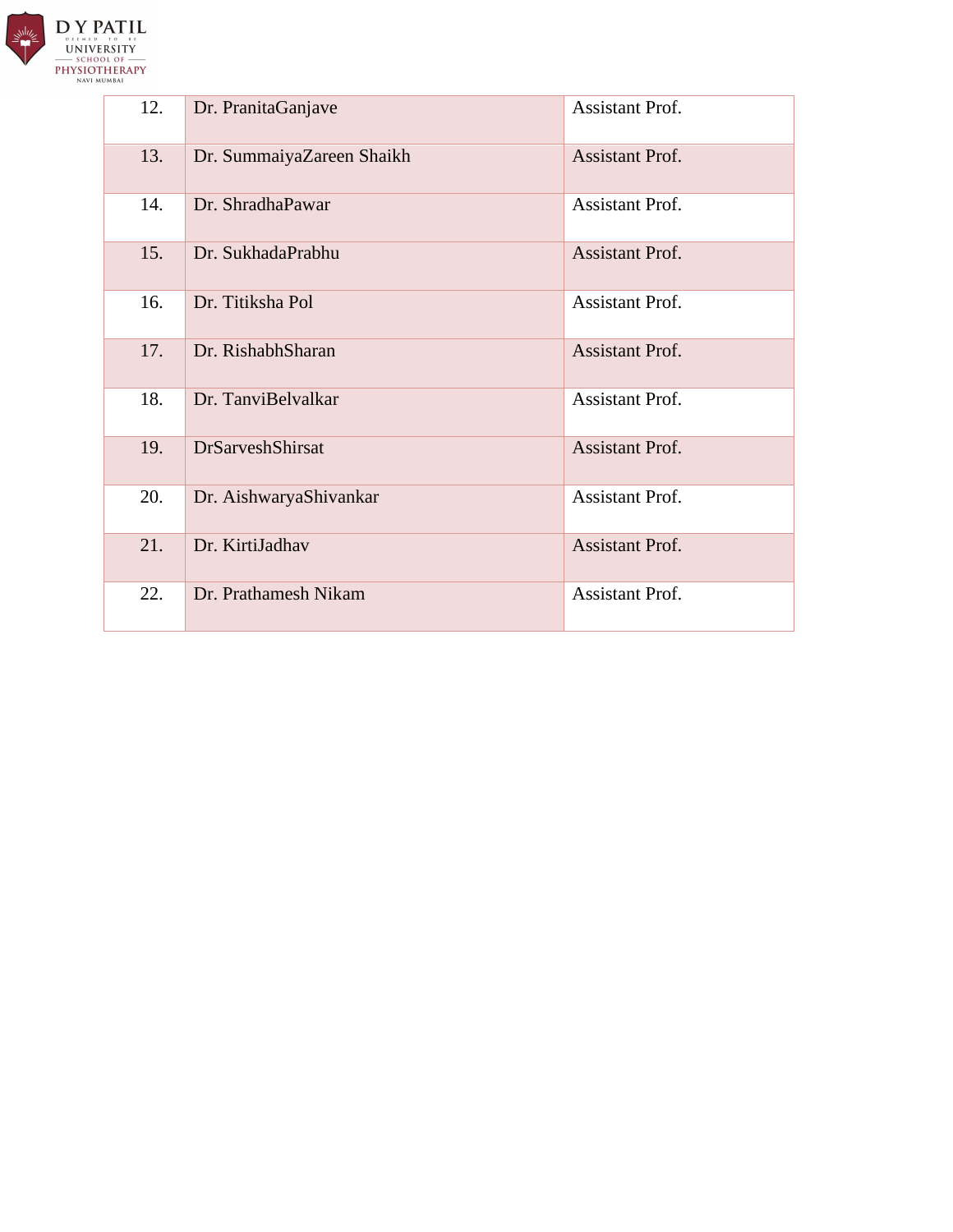| 12. | Dr. PranitaGanjave | Assistant Prof. |
|---|---|---|
| 13. | Dr. SummaiyaZareen Shaikh | Assistant Prof. |
| 14. | Dr. ShradhaPawar | Assistant Prof. |
| 15. | Dr. SukhadaPrabhu | Assistant Prof. |
| 16. | Dr. Titiksha Pol | Assistant Prof. |
| 17. | Dr. RishabhSharan | Assistant Prof. |
| 18. | Dr. TanviBelvalkar | Assistant Prof. |
| 19. | DrSarveshShirsat | Assistant Prof. |
| 20. | Dr. AishwaryaShivankar | Assistant Prof. |
| 21. | Dr. KirtiJadhav | Assistant Prof. |
| 22. | Dr. Prathamesh Nikam | Assistant Prof. |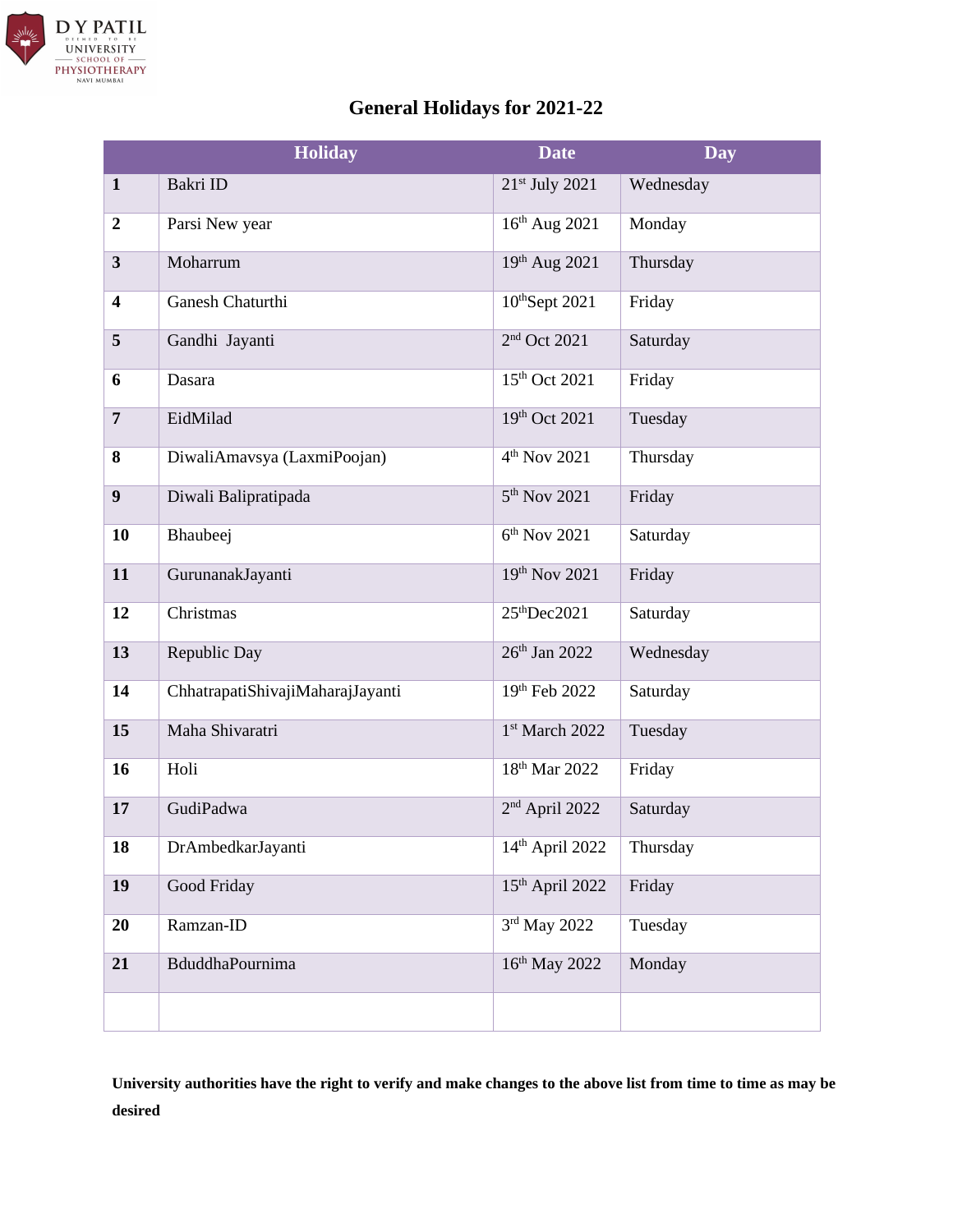# General Holidays for 2021-22

| | Holiday | Date | Day |
|---|---|---|---|
| **1** | Bakri ID | 21st July 2021 | Wednesday |
| **2** | Parsi New year | 16th Aug 2021 | Monday |
| **3** | Moharrum | 19th Aug 2021 | Thursday |
| **4** | Ganesh Chaturthi | 10thSept 2021 | Friday |
| **5** | Gandhi Jayanti | 2nd Oct 2021 | Saturday |
| **6** | Dasara | 15th Oct 2021 | Friday |
| **7** | EidMilad | 19th Oct 2021 | Tuesday |
| **8** | DiwaliAmavsya (LaxmiPoojan) | 4th Nov 2021 | Thursday |
| **9** | Diwali Balipratipada | 5th Nov 2021 | Friday |
| **10** | Bhaubeej | 6th Nov 2021 | Saturday |
| **11** | GurunanakJayanti | 19th Nov 2021 | Friday |
| **12** | Christmas | 25thDec2021 | Saturday |
| **13** | Republic Day | 26th Jan 2022 | Wednesday |
| **14** | ChhatrapatiShivajiMaharajJayanti | 19th Feb 2022 | Saturday |
| **15** | Maha Shivaratri | 1st March 2022 | Tuesday |
| **16** | Holi | 18th Mar 2022 | Friday |
| **17** | GudiPadwa | 2nd April 2022 | Saturday |
| **18** | DrAmbedkarJayanti | 14th April 2022 | Thursday |
| **19** | Good Friday | 15th April 2022 | Friday |
| **20** | Ramzan-ID | 3rd May 2022 | Tuesday |
| **21** | BduddhaPournima | 16th May 2022 | Monday |
| | | | |

**University authorities have the right to verify and make changes to the above list from time to time as may be desired**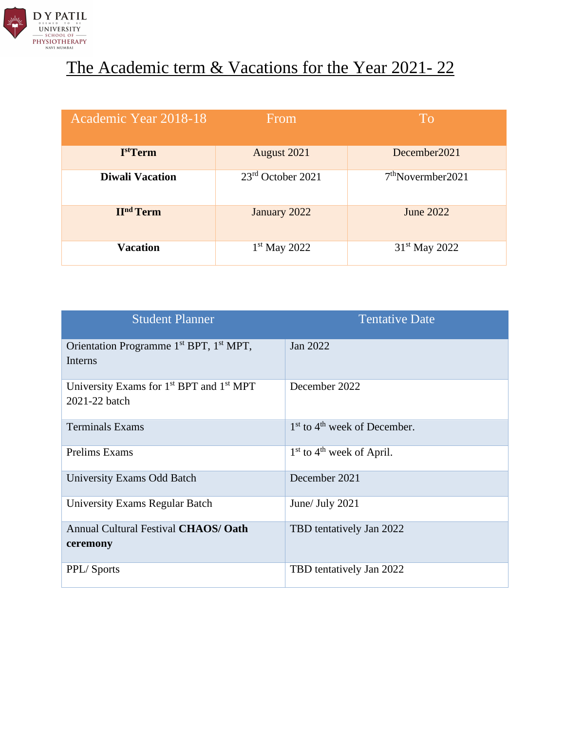# The Academic term & Vacations for the Year 2021- 22

| Academic Year 2018-18 | From | To |
|---|---|---|
| **I[st] Term** | August 2021 | December2021 |
| **Diwali Vacation** | 23[rd] October 2021 | 7[th] Novermber2021 |
| **II[nd] Term** | January 2022 | June 2022 |
| **Vacation** | 1[st] May 2022 | 31[st] May 2022 |

| Student Planner | Tentative Date |
|---|---|
| Orientation Programme 1[st] BPT, 1[st] MPT, Interns | Jan 2022 |
| University Exams for 1[st] BPT and 1[st] MPT 2021-22 batch | December 2022 |
| Terminals Exams | 1[st] to 4[th] week of December. |
| Prelims Exams | 1[st] to 4[th] week of April. |
| University Exams Odd Batch | December 2021 |
| University Exams Regular Batch | June/ July 2021 |
| Annual Cultural Festival **CHAOS/ Oath ceremony** | TBD tentatively Jan 2022 |
| PPL/ Sports | TBD tentatively Jan 2022 |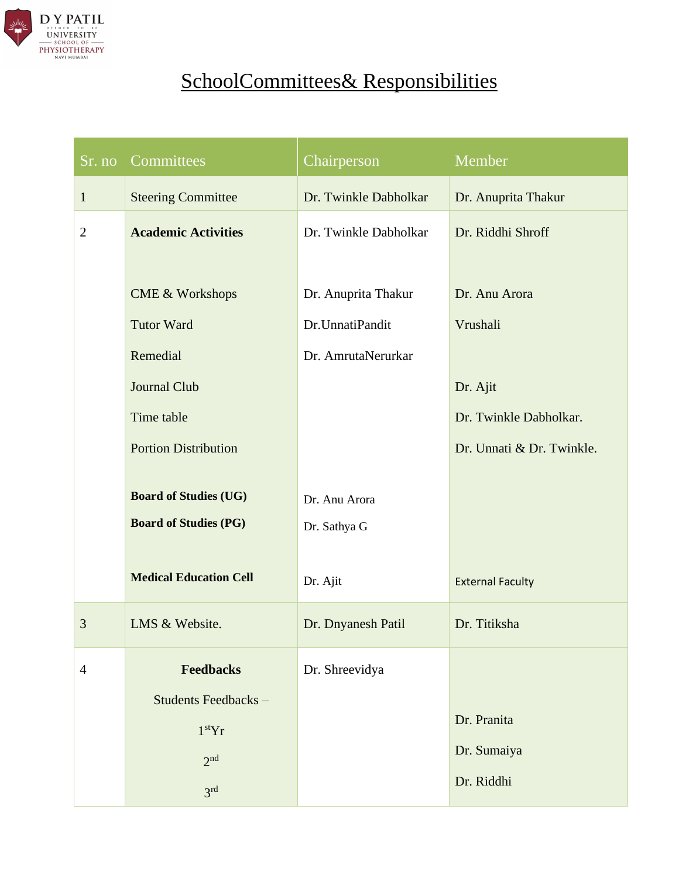# SchoolCommittees& Responsibilities

| Sr. no | Committees | Chairperson | Member |
|---|---|---|---|
| 1 | Steering Committee | Dr. Twinkle Dabholkar | Dr. Anuprita Thakur |
| 2 | **Academic Activities** | Dr. Twinkle Dabholkar | Dr. Riddhi Shroff |
| | CME & Workshops | Dr. Anuprita Thakur | Dr. Anu Arora |
| | Tutor Ward | Dr.UnnatiPandit | Vrushali |
| | Remedial | Dr. AmrutaNerurkar | |
| | Journal Club | | Dr. Ajit |
| | Time table | | Dr. Twinkle Dabholkar. |
| | Portion Distribution | | Dr. Unnati & Dr. Twinkle. |
| | **Board of Studies (UG)** | Dr. Anu Arora | |
| | **Board of Studies (PG)** | Dr. Sathya G | |
| | **Medical Education Cell** | Dr. Ajit | External Faculty |
| 3 | LMS & Website. | Dr. Dnyanesh Patil | Dr. Titiksha |
| 4 | **Feedbacks** | Dr. Shreevidya | |
| | Students Feedbacks – | | |
| | 1stYr | | Dr. Pranita |
| | 2nd | | Dr. Sumaiya |
| | 3rd | | Dr. Riddhi |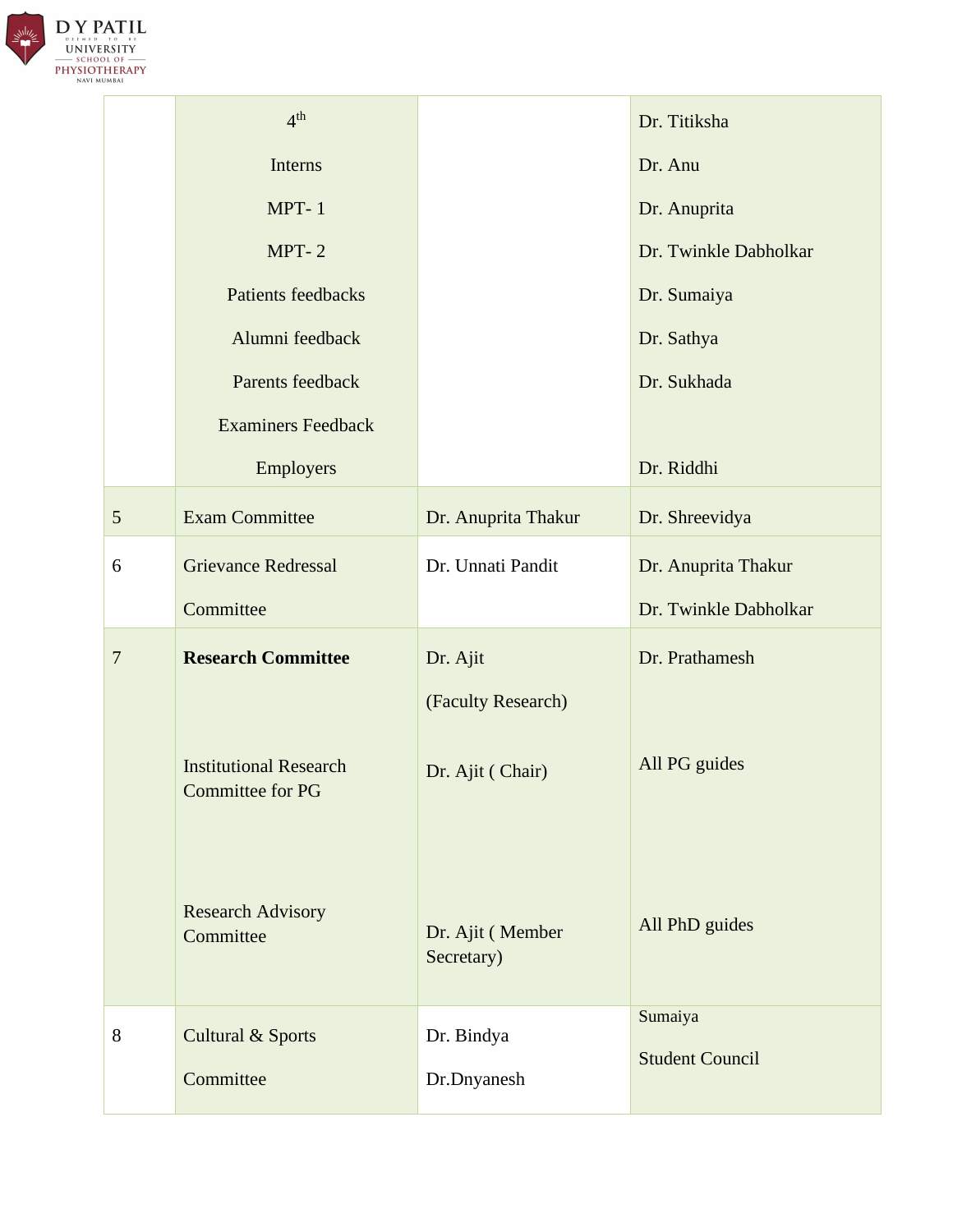| | | | |
|---|---|---|---|
| | 4th<br>Interns<br>MPT- 1<br>MPT- 2<br>Patients feedbacks<br>Alumni feedback<br>Parents feedback<br>Examiners Feedback<br>Employers | | Dr. Titiksha<br>Dr. Anu<br>Dr. Anuprita<br>Dr. Twinkle Dabholkar<br>Dr. Sumaiya<br>Dr. Sathya<br>Dr. Sukhada<br><br>Dr. Riddhi |
| 5 | Exam Committee | Dr. Anuprita Thakur | Dr. Shreevidya |
| 6 | Grievance Redressal Committee | Dr. Unnati Pandit | Dr. Anuprita Thakur<br>Dr. Twinkle Dabholkar |
| 7 | **Research Committee** | Dr. Ajit<br>(Faculty Research) | Dr. Prathamesh |
| | Institutional Research Committee for PG | Dr. Ajit ( Chair) | All PG guides |
| | Research Advisory Committee | Dr. Ajit ( Member Secretary) | All PhD guides |
| 8 | Cultural & Sports Committee | Dr. Bindya<br>Dr.Dnyanesh | Sumaiya<br>Student Council |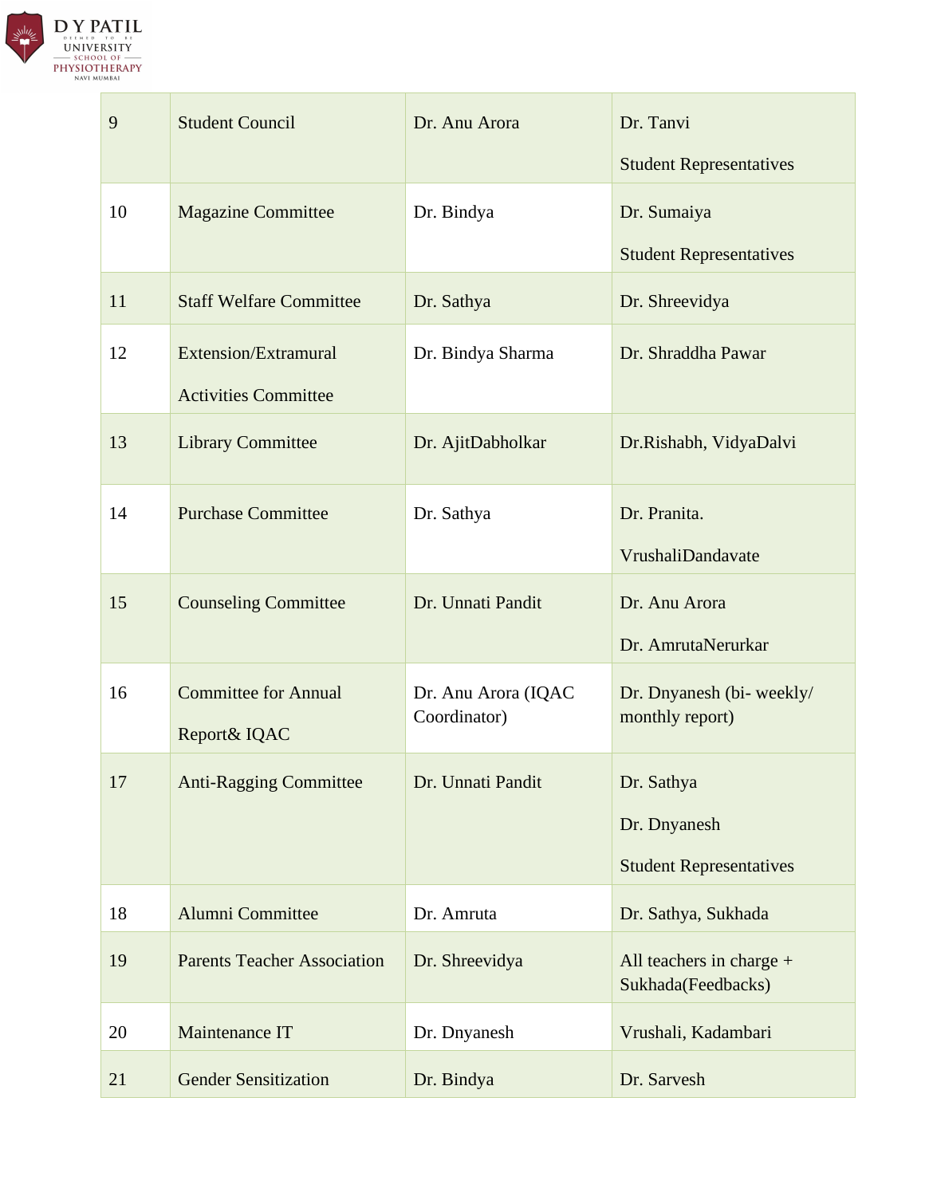| 9 | Student Council | Dr. Anu Arora | Dr. Tanvi<br>Student Representatives |
|---|---|---|---|
| 10 | Magazine Committee | Dr. Bindya | Dr. Sumaiya<br>Student Representatives |
| 11 | Staff Welfare Committee | Dr. Sathya | Dr. Shreevidya |
| 12 | Extension/Extramural Activities Committee | Dr. Bindya Sharma | Dr. Shraddha Pawar |
| 13 | Library Committee | Dr. AjitDabholkar | Dr.Rishabh, VidyaDalvi |
| 14 | Purchase Committee | Dr. Sathya | Dr. Pranita.<br>VrushaliDandavate |
| 15 | Counseling Committee | Dr. Unnati Pandit | Dr. Anu Arora<br>Dr. AmrutaNerurkar |
| 16 | Committee for Annual Report& IQAC | Dr. Anu Arora (IQAC Coordinator) | Dr. Dnyanesh (bi- weekly/ monthly report) |
| 17 | Anti-Ragging Committee | Dr. Unnati Pandit | Dr. Sathya<br>Dr. Dnyanesh<br>Student Representatives |
| 18 | Alumni Committee | Dr. Amruta | Dr. Sathya, Sukhada |
| 19 | Parents Teacher Association | Dr. Shreevidya | All teachers in charge + Sukhada(Feedbacks) |
| 20 | Maintenance IT | Dr. Dnyanesh | Vrushali, Kadambari |
| 21 | Gender Sensitization | Dr. Bindya | Dr. Sarvesh |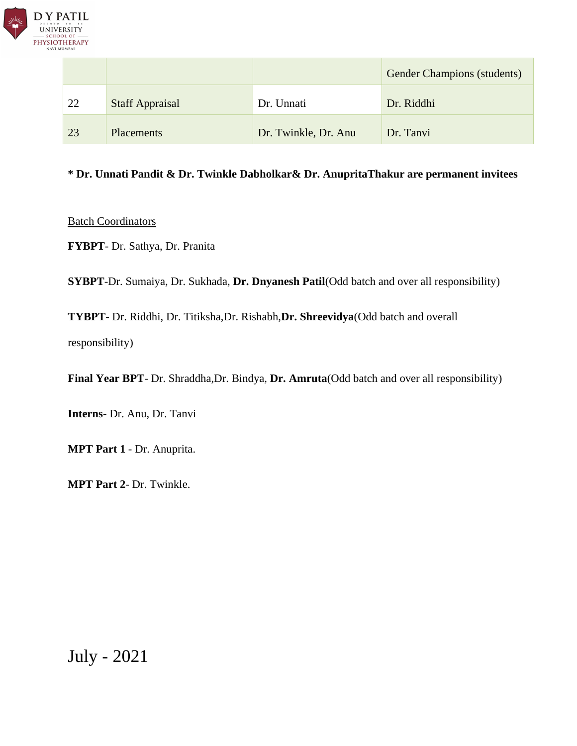| | | | |
|---|---|---|---|
| | | | Gender Champions (students) |
| 22 | Staff Appraisal | Dr. Unnati | Dr. Riddhi |
| 23 | Placements | Dr. Twinkle, Dr. Anu | Dr. Tanvi |

**\* Dr. Unnati Pandit & Dr. Twinkle Dabholkar& Dr. AnupritaThakur are permanent invitees**

<u>Batch Coordinators</u>

**FYBPT**- Dr. Sathya, Dr. Pranita

**SYBPT**-Dr. Sumaiya, Dr. Sukhada, **Dr. Dnyanesh Patil**(Odd batch and over all responsibility)

**TYBPT**- Dr. Riddhi, Dr. Titiksha,Dr. Rishabh,**Dr. Shreevidya**(Odd batch and overall responsibility)

**Final Year BPT**- Dr. Shraddha,Dr. Bindya, **Dr. Amruta**(Odd batch and over all responsibility)

**Interns**- Dr. Anu, Dr. Tanvi

**MPT Part 1** - Dr. Anuprita.

**MPT Part 2**- Dr. Twinkle.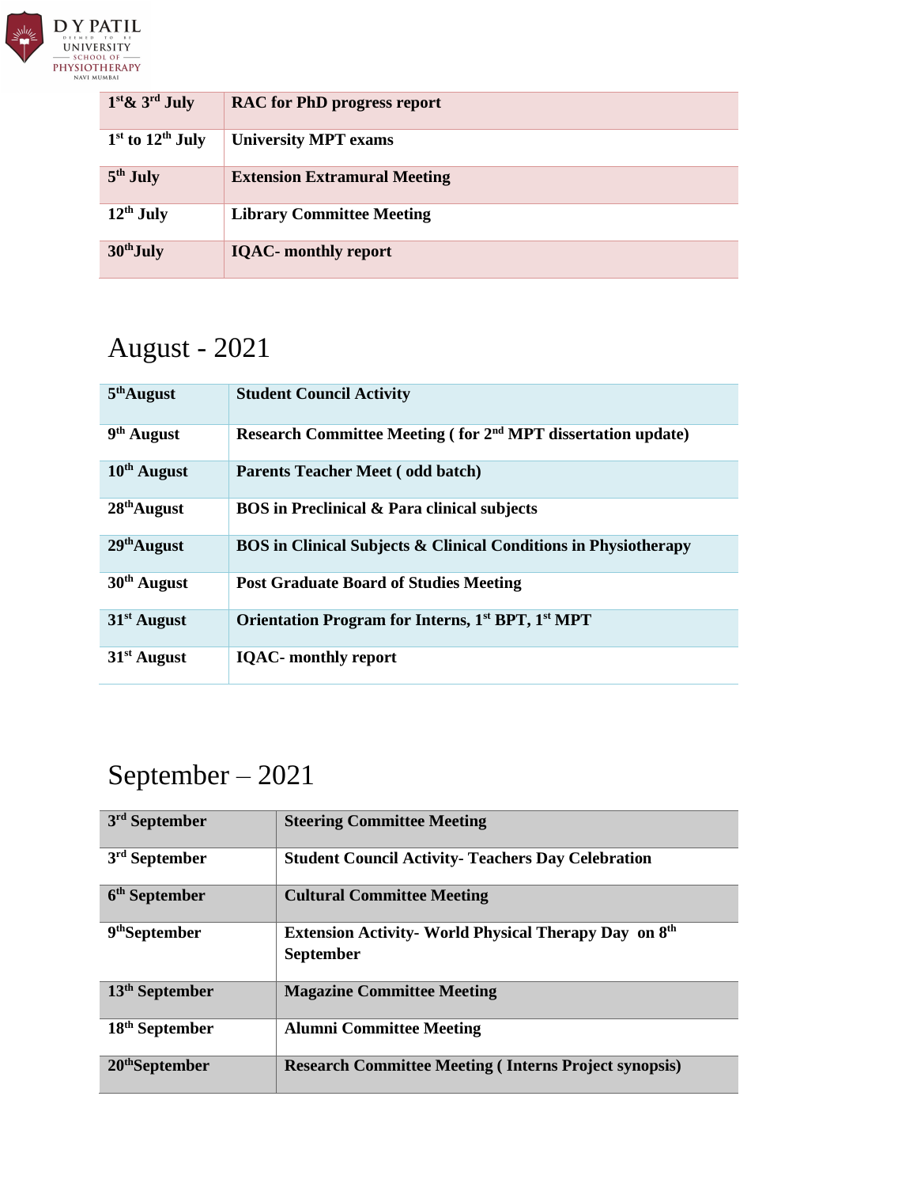| 1st & 3rd July | RAC for PhD progress report |
|---|---|
| 1st to 12th July | University MPT exams |
| 5th July | Extension Extramural Meeting |
| 12th July | Library Committee Meeting |
| 30th July | IQAC- monthly report |

## August - 2021

| 5th August | Student Council Activity |
|---|---|
| 9th August | Research Committee Meeting ( for 2nd MPT dissertation update) |
| 10th August | Parents Teacher Meet ( odd batch) |
| 28th August | BOS in Preclinical & Para clinical subjects |
| 29th August | BOS in Clinical Subjects & Clinical Conditions in Physiotherapy |
| 30th August | Post Graduate Board of Studies Meeting |
| 31st August | Orientation Program for Interns, 1st BPT, 1st MPT |
| 31st August | IQAC- monthly report |

## September – 2021

| 3rd September | Steering Committee Meeting |
|---|---|
| 3rd September | Student Council Activity- Teachers Day Celebration |
| 6th September | Cultural Committee Meeting |
| 9th September | Extension Activity- World Physical Therapy Day on 8th September |
| 13th September | Magazine Committee Meeting |
| 18th September | Alumni Committee Meeting |
| 20th September | Research Committee Meeting ( Interns Project synopsis) |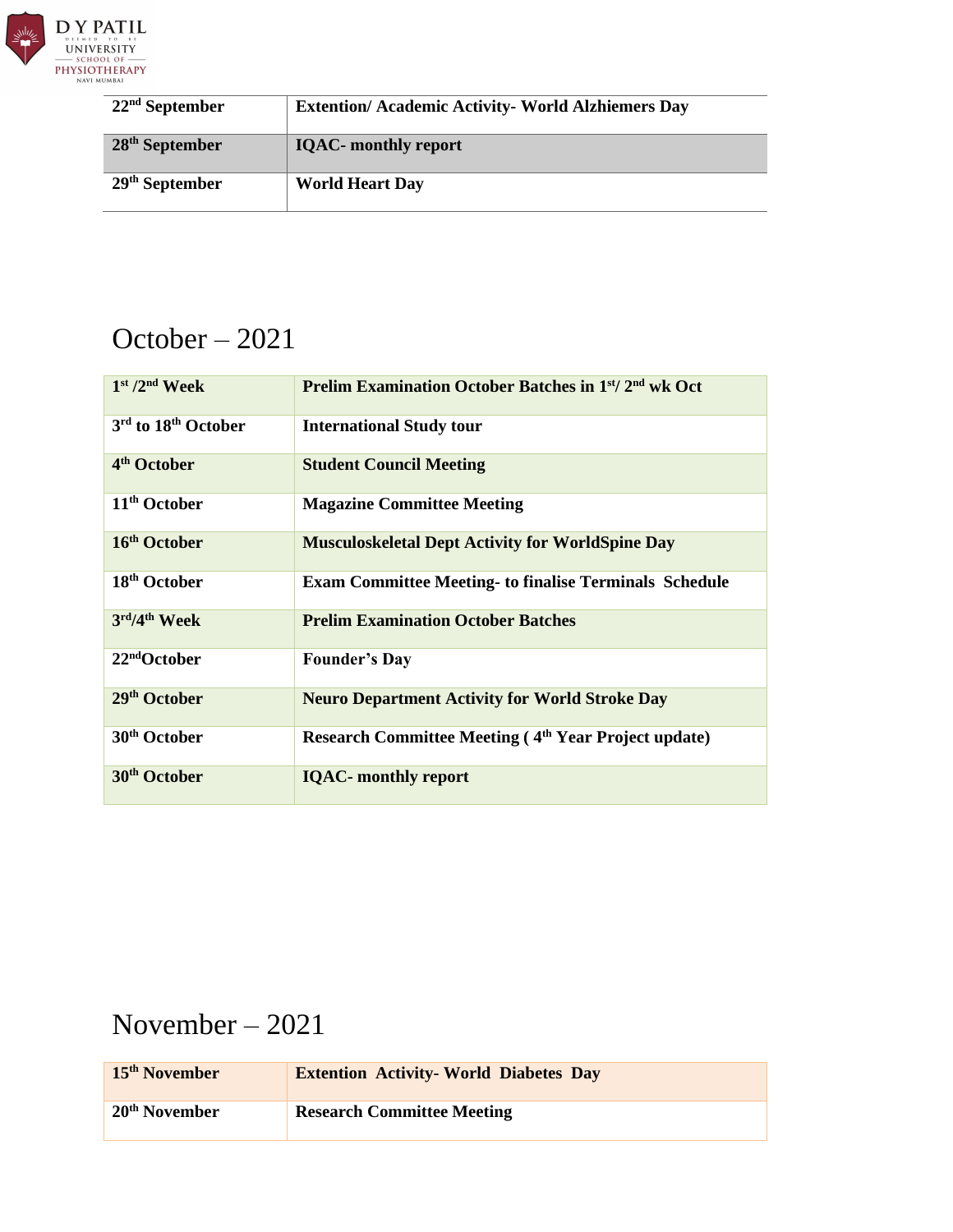| 22nd September | Extention/ Academic Activity- World Alzhiemers Day |
| --- | --- |
| 28th September | IQAC- monthly report |
| 29th September | World Heart Day |

## October – 2021

| 1st /2nd Week | Prelim Examination October Batches in 1st/ 2nd wk Oct |
| --- | --- |
| 3rd to 18th October | International Study tour |
| 4th October | Student Council Meeting |
| 11th October | Magazine Committee Meeting |
| 16th October | Musculoskeletal Dept Activity for WorldSpine Day |
| 18th October | Exam Committee Meeting- to finalise Terminals Schedule |
| 3rd/4th Week | Prelim Examination October Batches |
| 22ndOctober | Founder's Day |
| 29th October | Neuro Department Activity for World Stroke Day |
| 30th October | Research Committee Meeting ( 4th Year Project update) |
| 30th October | IQAC- monthly report |

## November – 2021

| 15th November | Extention Activity- World Diabetes Day |
| --- | --- |
| 20th November | Research Committee Meeting |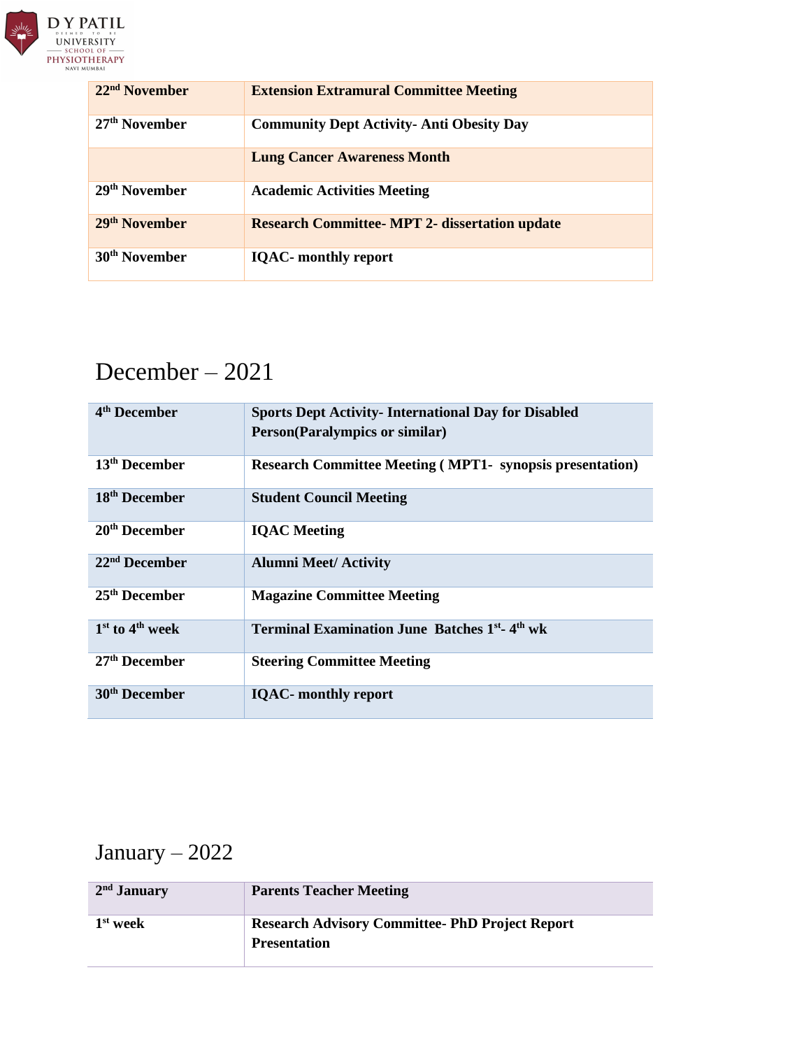| | |
|---|---|
| **22nd November** | **Extension Extramural Committee Meeting** |
| **27th November** | **Community Dept Activity- Anti Obesity Day** |
| | **Lung Cancer Awareness Month** |
| **29th November** | **Academic Activities Meeting** |
| **29th November** | **Research Committee- MPT 2- dissertation update** |
| **30th November** | **IQAC- monthly report** |

## December – 2021

| | |
|---|---|
| **4th December** | **Sports Dept Activity- International Day for Disabled Person(Paralympics or similar)** |
| **13th December** | **Research Committee Meeting ( MPT1- synopsis presentation)** |
| **18th December** | **Student Council Meeting** |
| **20th December** | **IQAC Meeting** |
| **22nd December** | **Alumni Meet/ Activity** |
| **25th December** | **Magazine Committee Meeting** |
| **1st to 4th week** | **Terminal Examination June Batches 1st- 4th wk** |
| **27th December** | **Steering Committee Meeting** |
| **30th December** | **IQAC- monthly report** |

## January – 2022

| | |
|---|---|
| **2nd January** | **Parents Teacher Meeting** |
| **1st week** | **Research Advisory Committee- PhD Project Report Presentation** |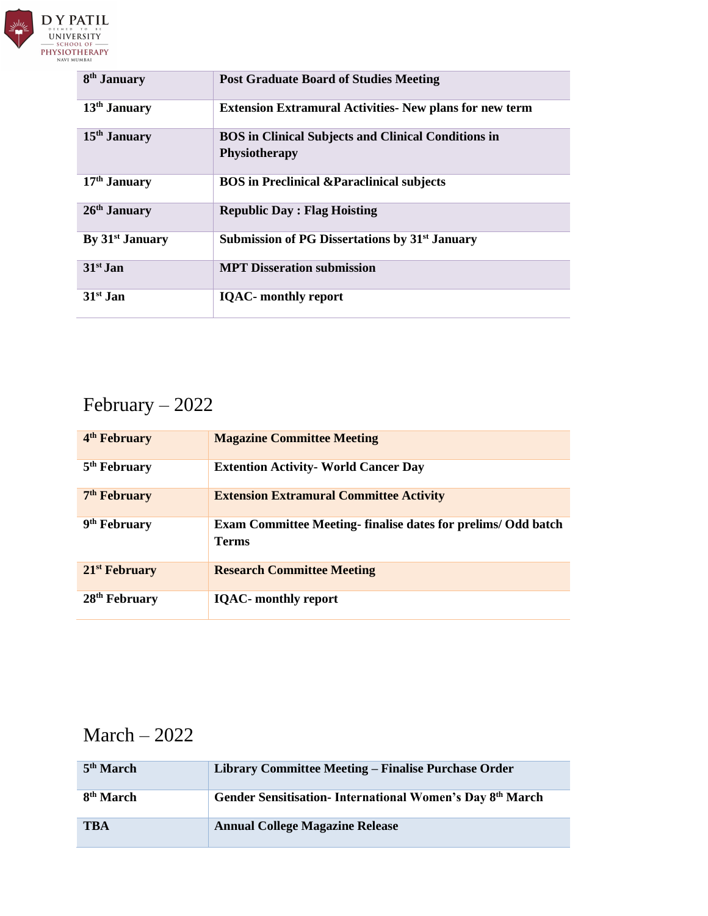| 8th January | Post Graduate Board of Studies Meeting |
|---|---|
| 13th January | Extension Extramural Activities- New plans for new term |
| 15th January | BOS in Clinical Subjects and Clinical Conditions in Physiotherapy |
| 17th January | BOS in Preclinical &Paraclinical subjects |
| 26th January | Republic Day : Flag Hoisting |
| By 31st January | Submission of PG Dissertations by 31st January |
| 31st Jan | MPT Disseration submission |
| 31st Jan | IQAC- monthly report |

## February – 2022

| 4th February | Magazine Committee Meeting |
|---|---|
| 5th February | Extention Activity- World Cancer Day |
| 7th February | Extension Extramural Committee Activity |
| 9th February | Exam Committee Meeting- finalise dates for prelims/ Odd batch Terms |
| 21st February | Research Committee Meeting |
| 28th February | IQAC- monthly report |

## March – 2022

| 5th March | Library Committee Meeting – Finalise Purchase Order |
|---|---|
| 8th March | Gender Sensitisation- International Women's Day 8th March |
| TBA | Annual College Magazine Release |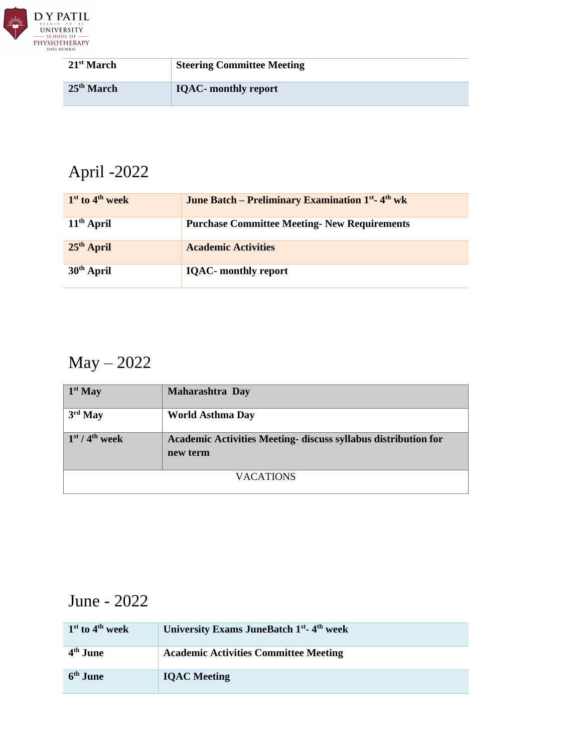| 21st March | **Steering Committee Meeting** |
|---|---|
| **25th March** | **IQAC- monthly report** |

# April -2022

| 1st to 4th week | June Batch – Preliminary Examination 1st- 4th wk |
|---|---|
| **11th April** | **Purchase Committee Meeting- New Requirements** |
| **25th April** | **Academic Activities** |
| **30th April** | **IQAC- monthly report** |

# May – 2022

| 1st May | Maharashtra Day |
|---|---|
| **3rd May** | **World Asthma Day** |
| **1st / 4th week** | **Academic Activities Meeting- discuss syllabus distribution for new term** |
| VACATIONS | |

# June - 2022

| 1st to 4th week | University Exams JuneBatch 1st- 4th week |
|---|---|
| **4th June** | **Academic Activities Committee Meeting** |
| **6th June** | **IQAC Meeting** |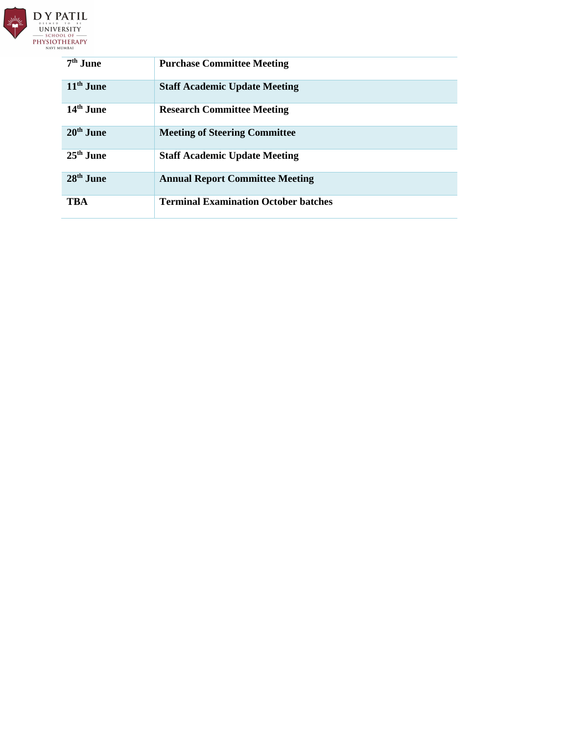| | |
|---|---|
| **7th June** | **Purchase Committee Meeting** |
| **11th June** | **Staff Academic Update Meeting** |
| **14th June** | **Research Committee Meeting** |
| **20th June** | **Meeting of Steering Committee** |
| **25th June** | **Staff Academic Update Meeting** |
| **28th June** | **Annual Report Committee Meeting** |
| **TBA** | **Terminal Examination October batches** |